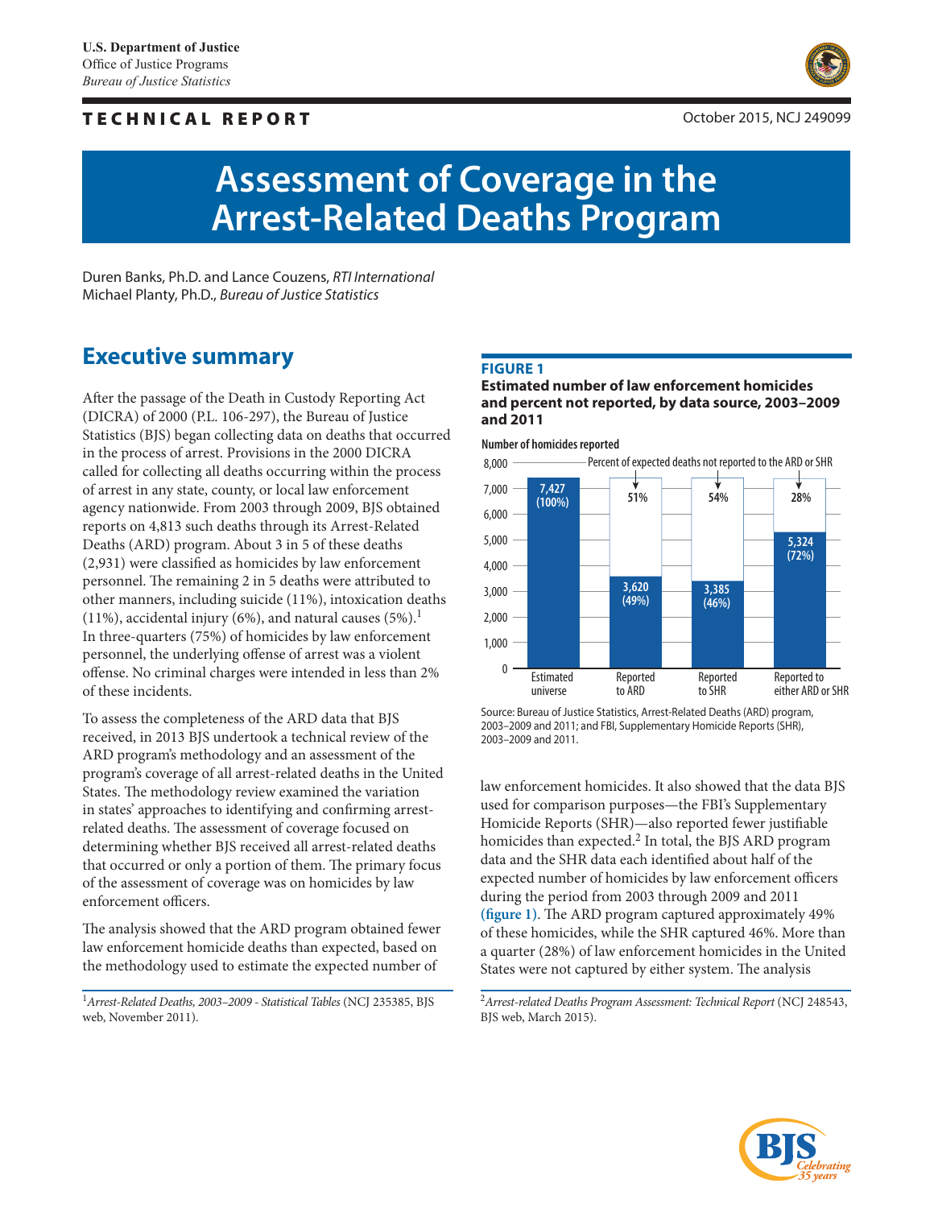U.S. Department of Justice
Office of Justice Programs
*Bureau of Justice Statistics*

**TECHNICAL REPORT**

October 2015, NCJ 249099

# Assessment of Coverage in the Arrest-Related Deaths Program

Duren Banks, Ph.D. and Lance Couzens, *RTI International*
Michael Planty, Ph.D., *Bureau of Justice Statistics*

## Executive summary

After the passage of the Death in Custody Reporting Act (DICRA) of 2000 (P.L. 106-297), the Bureau of Justice Statistics (BJS) began collecting data on deaths that occurred in the process of arrest. Provisions in the 2000 DICRA called for collecting all deaths occurring within the process of arrest in any state, county, or local law enforcement agency nationwide. From 2003 through 2009, BJS obtained reports on 4,813 such deaths through its Arrest-Related Deaths (ARD) program. About 3 in 5 of these deaths (2,931) were classified as homicides by law enforcement personnel. The remaining 2 in 5 deaths were attributed to other manners, including suicide (11%), intoxication deaths (11%), accidental injury (6%), and natural causes (5%).[1] In three-quarters (75%) of homicides by law enforcement personnel, the underlying offense of arrest was a violent offense. No criminal charges were intended in less than 2% of these incidents.

To assess the completeness of the ARD data that BJS received, in 2013 BJS undertook a technical review of the ARD program's methodology and an assessment of the program's coverage of all arrest-related deaths in the United States. The methodology review examined the variation in states' approaches to identifying and confirming arrest-related deaths. The assessment of coverage focused on determining whether BJS received all arrest-related deaths that occurred or only a portion of them. The primary focus of the assessment of coverage was on homicides by law enforcement officers.

The analysis showed that the ARD program obtained fewer law enforcement homicide deaths than expected, based on the methodology used to estimate the expected number of law enforcement homicides. It also showed that the data BJS used for comparison purposes—the FBI's Supplementary Homicide Reports (SHR)—also reported fewer justifiable homicides than expected.[2] In total, the BJS ARD program data and the SHR data each identified about half of the expected number of homicides by law enforcement officers during the period from 2003 through 2009 and 2011 **(figure 1)**. The ARD program captured approximately 49% of these homicides, while the SHR captured 46%. More than a quarter (28%) of law enforcement homicides in the United States were not captured by either system. The analysis

**FIGURE 1**
**Estimated number of law enforcement homicides and percent not reported, by data source, 2003–2009 and 2011**

| | Number of homicides reported | Percent of expected deaths not reported to the ARD or SHR |
|---|---|---|
| Estimated universe | 7,427 (100%) | |
| Reported to ARD | 3,620 (49%) | 51% |
| Reported to SHR | 3,385 (46%) | 54% |
| Reported to either ARD or SHR | 5,324 (72%) | 28% |

Source: Bureau of Justice Statistics, Arrest-Related Deaths (ARD) program, 2003–2009 and 2011; and FBI, Supplementary Homicide Reports (SHR), 2003–2009 and 2011.

[1] *Arrest-Related Deaths, 2003–2009 - Statistical Tables* (NCJ 235385, BJS web, November 2011).

[2] *Arrest-related Deaths Program Assessment: Technical Report* (NCJ 248543, BJS web, March 2015).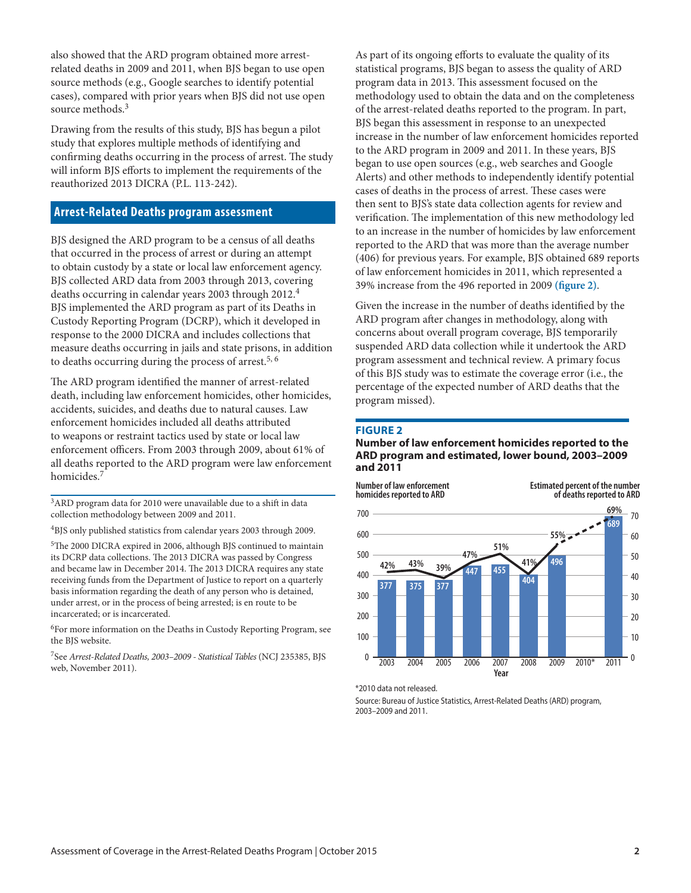also showed that the ARD program obtained more arrest-related deaths in 2009 and 2011, when BJS began to use open source methods (e.g., Google searches to identify potential cases), compared with prior years when BJS did not use open source methods.[3]

Drawing from the results of this study, BJS has begun a pilot study that explores multiple methods of identifying and confirming deaths occurring in the process of arrest. The study will inform BJS efforts to implement the requirements of the reauthorized 2013 DICRA (P.L. 113-242).

## Arrest-Related Deaths program assessment

BJS designed the ARD program to be a census of all deaths that occurred in the process of arrest or during an attempt to obtain custody by a state or local law enforcement agency. BJS collected ARD data from 2003 through 2013, covering deaths occurring in calendar years 2003 through 2012.[4] BJS implemented the ARD program as part of its Deaths in Custody Reporting Program (DCRP), which it developed in response to the 2000 DICRA and includes collections that measure deaths occurring in jails and state prisons, in addition to deaths occurring during the process of arrest.[5, 6]

The ARD program identified the manner of arrest-related death, including law enforcement homicides, other homicides, accidents, suicides, and deaths due to natural causes. Law enforcement homicides included all deaths attributed to weapons or restraint tactics used by state or local law enforcement officers. From 2003 through 2009, about 61% of all deaths reported to the ARD program were law enforcement homicides.[7]

[3]ARD program data for 2010 were unavailable due to a shift in data collection methodology between 2009 and 2011.

[4]BJS only published statistics from calendar years 2003 through 2009.

[5]The 2000 DICRA expired in 2006, although BJS continued to maintain its DCRP data collections. The 2013 DICRA was passed by Congress and became law in December 2014. The 2013 DICRA requires any state receiving funds from the Department of Justice to report on a quarterly basis information regarding the death of any person who is detained, under arrest, or in the process of being arrested; is en route to be incarcerated; or is incarcerated.

[6]For more information on the Deaths in Custody Reporting Program, see the BJS website.

[7]See *Arrest-Related Deaths, 2003–2009 - Statistical Tables* (NCJ 235385, BJS web, November 2011).

As part of its ongoing efforts to evaluate the quality of its statistical programs, BJS began to assess the quality of ARD program data in 2013. This assessment focused on the methodology used to obtain the data and on the completeness of the arrest-related deaths reported to the program. In part, BJS began this assessment in response to an unexpected increase in the number of law enforcement homicides reported to the ARD program in 2009 and 2011. In these years, BJS began to use open sources (e.g., web searches and Google Alerts) and other methods to independently identify potential cases of deaths in the process of arrest. These cases were then sent to BJS's state data collection agents for review and verification. The implementation of this new methodology led to an increase in the number of homicides by law enforcement reported to the ARD that was more than the average number (406) for previous years. For example, BJS obtained 689 reports of law enforcement homicides in 2011, which represented a 39% increase from the 496 reported in 2009 **(figure 2)**.

Given the increase in the number of deaths identified by the ARD program after changes in methodology, along with concerns about overall program coverage, BJS temporarily suspended ARD data collection while it undertook the ARD program assessment and technical review. A primary focus of this BJS study was to estimate the coverage error (i.e., the percentage of the expected number of ARD deaths that the program missed).

**FIGURE 2**

**Number of law enforcement homicides reported to the ARD program and estimated, lower bound, 2003–2009 and 2011**

| Year | Number of law enforcement homicides reported to ARD | Estimated percent of the number of deaths reported to ARD |
|---|---|---|
| 2003 | 377 | 42% |
| 2004 | 375 | 43% |
| 2005 | 377 | 39% |
| 2006 | 447 | 47% |
| 2007 | 455 | 51% |
| 2008 | 404 | 41% |
| 2009 | 496 | 55% |
| 2010* | | |
| 2011 | 689 | 69% |

*2010 data not released.

Source: Bureau of Justice Statistics, Arrest-Related Deaths (ARD) program, 2003–2009 and 2011.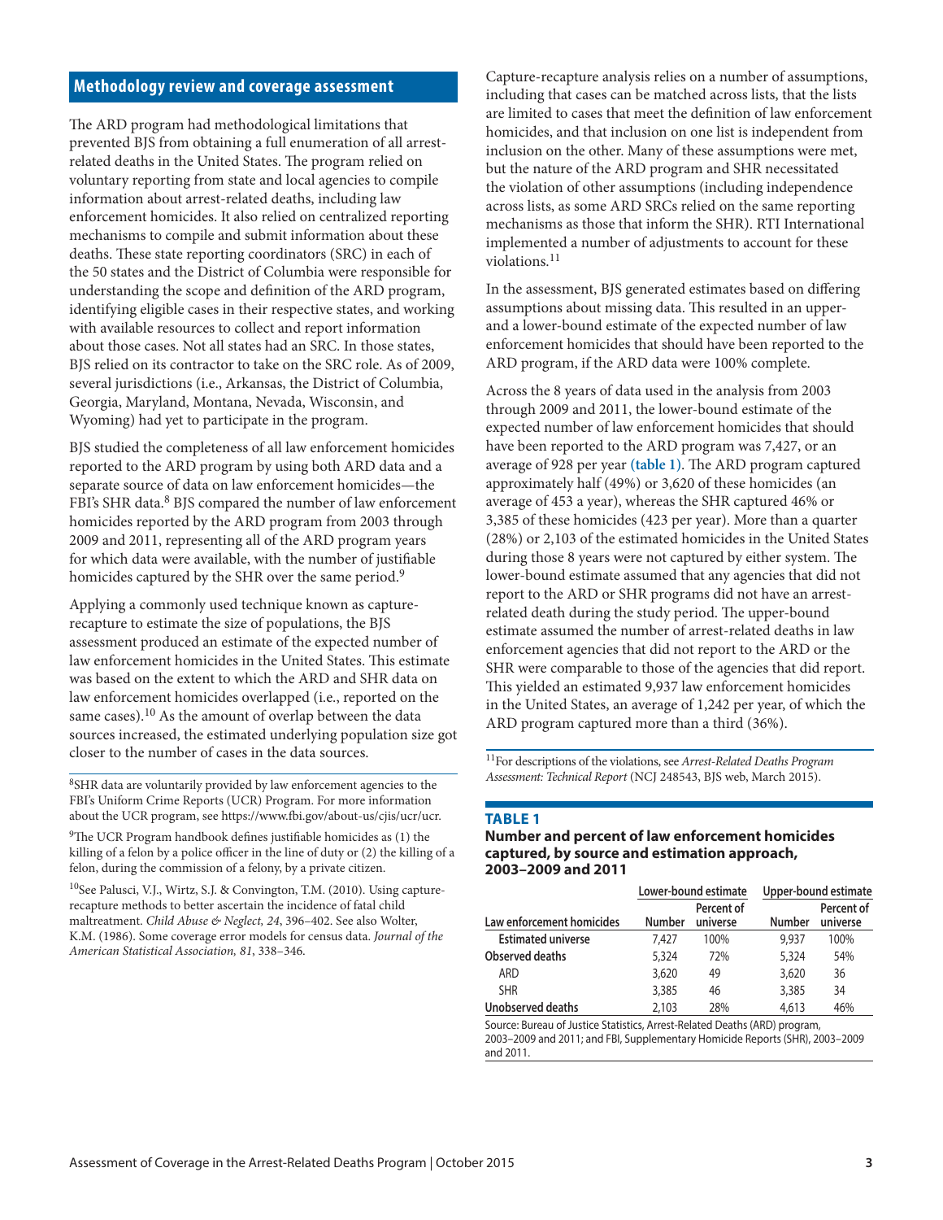## Methodology review and coverage assessment

The ARD program had methodological limitations that prevented BJS from obtaining a full enumeration of all arrest-related deaths in the United States. The program relied on voluntary reporting from state and local agencies to compile information about arrest-related deaths, including law enforcement homicides. It also relied on centralized reporting mechanisms to compile and submit information about these deaths. These state reporting coordinators (SRC) in each of the 50 states and the District of Columbia were responsible for understanding the scope and definition of the ARD program, identifying eligible cases in their respective states, and working with available resources to collect and report information about those cases. Not all states had an SRC. In those states, BJS relied on its contractor to take on the SRC role. As of 2009, several jurisdictions (i.e., Arkansas, the District of Columbia, Georgia, Maryland, Montana, Nevada, Wisconsin, and Wyoming) had yet to participate in the program.

BJS studied the completeness of all law enforcement homicides reported to the ARD program by using both ARD data and a separate source of data on law enforcement homicides—the FBI's SHR data.[8] BJS compared the number of law enforcement homicides reported by the ARD program from 2003 through 2009 and 2011, representing all of the ARD program years for which data were available, with the number of justifiable homicides captured by the SHR over the same period.[9]

Applying a commonly used technique known as capture-recapture to estimate the size of populations, the BJS assessment produced an estimate of the expected number of law enforcement homicides in the United States. This estimate was based on the extent to which the ARD and SHR data on law enforcement homicides overlapped (i.e., reported on the same cases).[10] As the amount of overlap between the data sources increased, the estimated underlying population size got closer to the number of cases in the data sources.

Capture-recapture analysis relies on a number of assumptions, including that cases can be matched across lists, that the lists are limited to cases that meet the definition of law enforcement homicides, and that inclusion on one list is independent from inclusion on the other. Many of these assumptions were met, but the nature of the ARD program and SHR necessitated the violation of other assumptions (including independence across lists, as some ARD SRCs relied on the same reporting mechanisms as those that inform the SHR). RTI International implemented a number of adjustments to account for these violations.[11]

In the assessment, BJS generated estimates based on differing assumptions about missing data. This resulted in an upper- and a lower-bound estimate of the expected number of law enforcement homicides that should have been reported to the ARD program, if the ARD data were 100% complete.

Across the 8 years of data used in the analysis from 2003 through 2009 and 2011, the lower-bound estimate of the expected number of law enforcement homicides that should have been reported to the ARD program was 7,427, or an average of 928 per year **(table 1)**. The ARD program captured approximately half (49%) or 3,620 of these homicides (an average of 453 a year), whereas the SHR captured 46% or 3,385 of these homicides (423 per year). More than a quarter (28%) or 2,103 of the estimated homicides in the United States during those 8 years were not captured by either system. The lower-bound estimate assumed that any agencies that did not report to the ARD or SHR programs did not have an arrest-related death during the study period. The upper-bound estimate assumed the number of arrest-related deaths in law enforcement agencies that did not report to the ARD or the SHR were comparable to those of the agencies that did report. This yielded an estimated 9,937 law enforcement homicides in the United States, an average of 1,242 per year, of which the ARD program captured more than a third (36%).

**TABLE 1**
**Number and percent of law enforcement homicides captured, by source and estimation approach, 2003–2009 and 2011**

| | Lower-bound estimate | | Upper-bound estimate | |
|---|---|---|---|---|
| Law enforcement homicides | Number | Percent of universe | Number | Percent of universe |
| **Estimated universe** | 7,427 | 100% | 9,937 | 100% |
| **Observed deaths** | 5,324 | 72% | 5,324 | 54% |
| ARD | 3,620 | 49 | 3,620 | 36 |
| SHR | 3,385 | 46 | 3,385 | 34 |
| **Unobserved deaths** | 2,103 | 28% | 4,613 | 46% |

Source: Bureau of Justice Statistics, Arrest-Related Deaths (ARD) program, 2003–2009 and 2011; and FBI, Supplementary Homicide Reports (SHR), 2003–2009 and 2011.

---

[8] SHR data are voluntarily provided by law enforcement agencies to the FBI's Uniform Crime Reports (UCR) Program. For more information about the UCR program, see https://www.fbi.gov/about-us/cjis/ucr/ucr.

[9] The UCR Program handbook defines justifiable homicides as (1) the killing of a felon by a police officer in the line of duty or (2) the killing of a felon, during the commission of a felony, by a private citizen.

[10] See Palusci, V.J., Wirtz, S.J. & Convington, T.M. (2010). Using capture-recapture methods to better ascertain the incidence of fatal child maltreatment. *Child Abuse & Neglect, 24*, 396–402. See also Wolter, K.M. (1986). Some coverage error models for census data. *Journal of the American Statistical Association, 81*, 338–346.

[11] For descriptions of the violations, see *Arrest-Related Deaths Program Assessment: Technical Report* (NCJ 248543, BJS web, March 2015).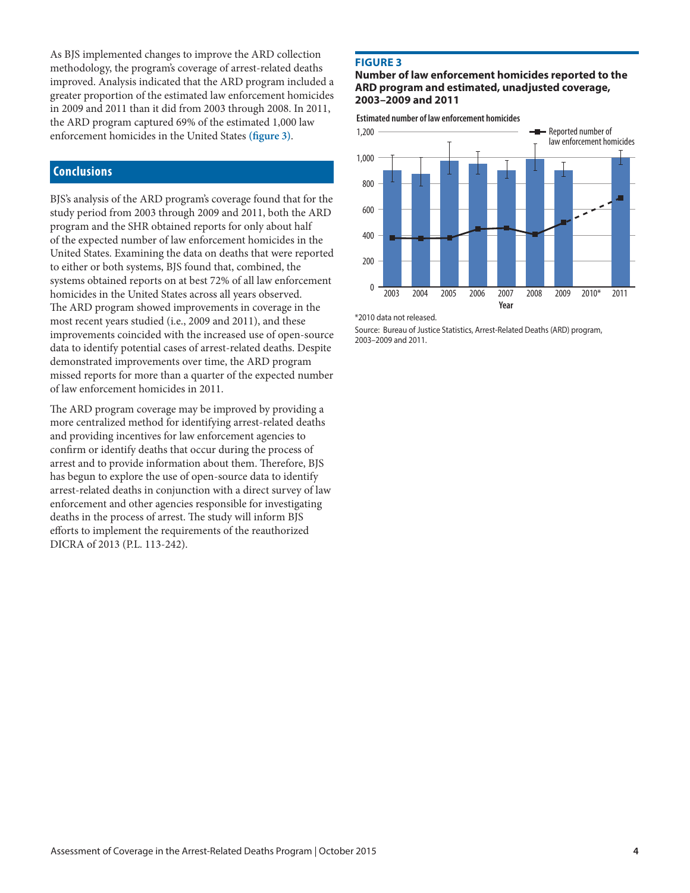As BJS implemented changes to improve the ARD collection methodology, the program's coverage of arrest-related deaths improved. Analysis indicated that the ARD program included a greater proportion of the estimated law enforcement homicides in 2009 and 2011 than it did from 2003 through 2008. In 2011, the ARD program captured 69% of the estimated 1,000 law enforcement homicides in the United States (figure 3).

## Conclusions

BJS's analysis of the ARD program's coverage found that for the study period from 2003 through 2009 and 2011, both the ARD program and the SHR obtained reports for only about half of the expected number of law enforcement homicides in the United States. Examining the data on deaths that were reported to either or both systems, BJS found that, combined, the systems obtained reports on at best 72% of all law enforcement homicides in the United States across all years observed. The ARD program showed improvements in coverage in the most recent years studied (i.e., 2009 and 2011), and these improvements coincided with the increased use of open-source data to identify potential cases of arrest-related deaths. Despite demonstrated improvements over time, the ARD program missed reports for more than a quarter of the expected number of law enforcement homicides in 2011.

The ARD program coverage may be improved by providing a more centralized method for identifying arrest-related deaths and providing incentives for law enforcement agencies to confirm or identify deaths that occur during the process of arrest and to provide information about them. Therefore, BJS has begun to explore the use of open-source data to identify arrest-related deaths in conjunction with a direct survey of law enforcement and other agencies responsible for investigating deaths in the process of arrest. The study will inform BJS efforts to implement the requirements of the reauthorized DICRA of 2013 (P.L. 113-242).

**FIGURE 3**

**Number of law enforcement homicides reported to the ARD program and estimated, unadjusted coverage, 2003–2009 and 2011**

*2010 data not released.

Source: Bureau of Justice Statistics, Arrest-Related Deaths (ARD) program, 2003–2009 and 2011.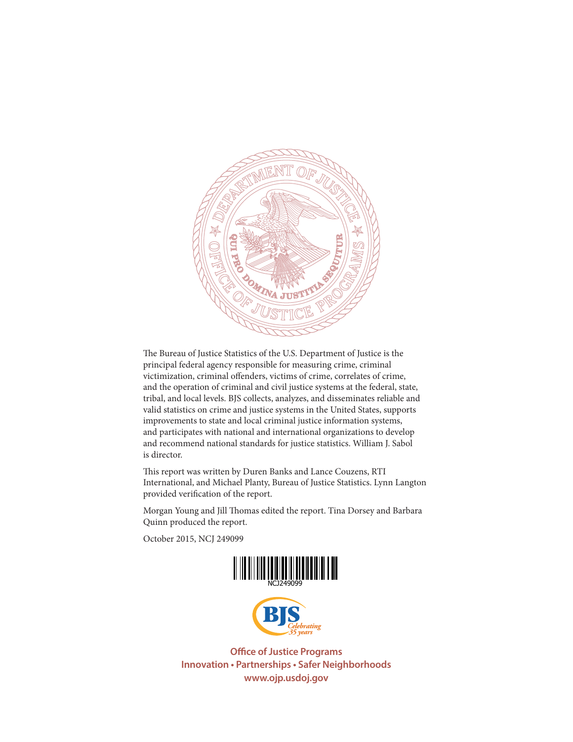The Bureau of Justice Statistics of the U.S. Department of Justice is the principal federal agency responsible for measuring crime, criminal victimization, criminal offenders, victims of crime, correlates of crime, and the operation of criminal and civil justice systems at the federal, state, tribal, and local levels. BJS collects, analyzes, and disseminates reliable and valid statistics on crime and justice systems in the United States, supports improvements to state and local criminal justice information systems, and participates with national and international organizations to develop and recommend national standards for justice statistics. William J. Sabol is director.

This report was written by Duren Banks and Lance Couzens, RTI International, and Michael Planty, Bureau of Justice Statistics. Lynn Langton provided verification of the report.

Morgan Young and Jill Thomas edited the report. Tina Dorsey and Barbara Quinn produced the report.

October 2015, NCJ 249099

NCJ249099

**Office of Justice Programs**
**Innovation • Partnerships • Safer Neighborhoods**
**www.ojp.usdoj.gov**